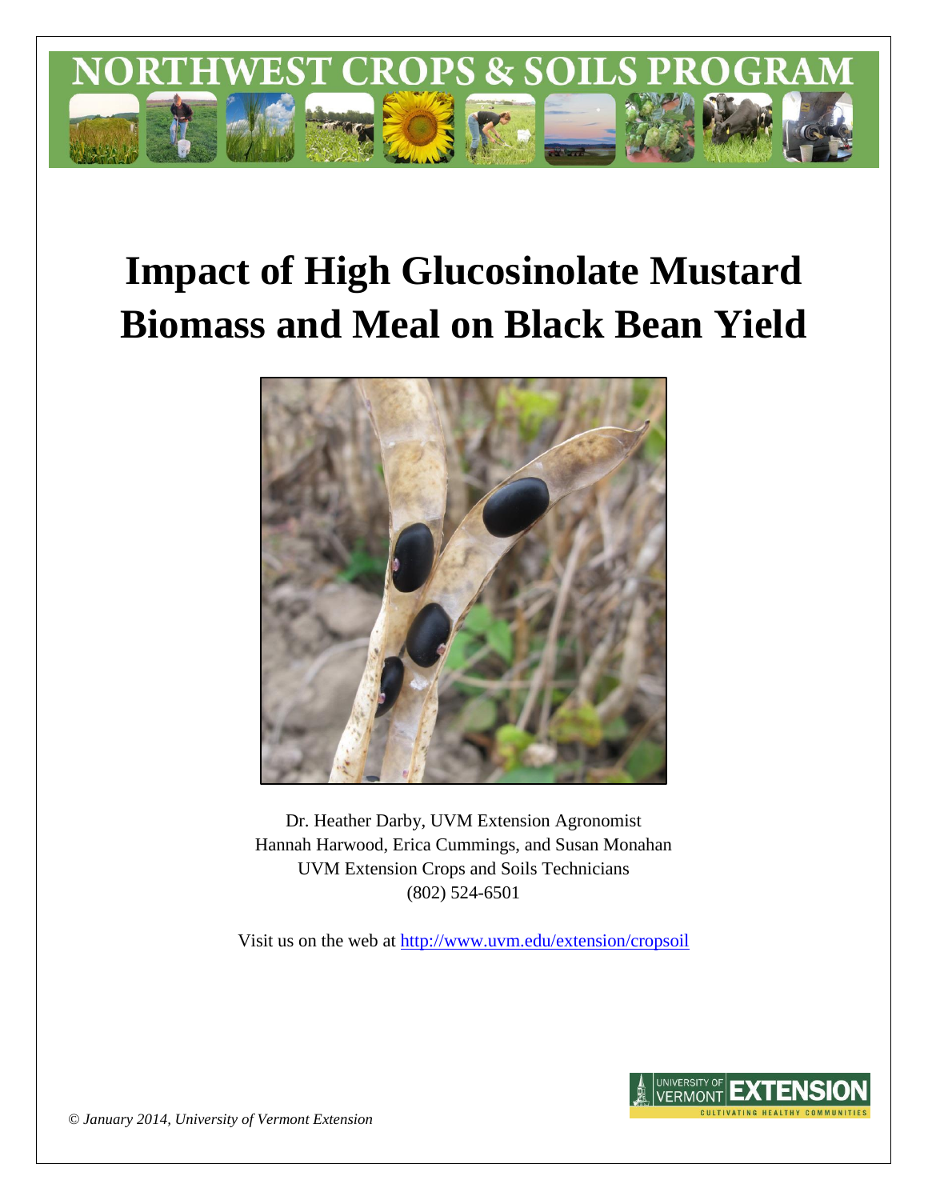# NORTHWEST CROPS & SOILS PROGRAM

# Impact of High Glucosinolate Mustard Biomass and Meal on Black Bean Yield

Dr. Heather Darby, UVM Extension Agronomist
Hannah Harwood, Erica Cummings, and Susan Monahan
UVM Extension Crops and Soils Technicians
(802) 524-6501

Visit us on the web at http://www.uvm.edu/extension/cropsoil

*© January 2014, University of Vermont Extension*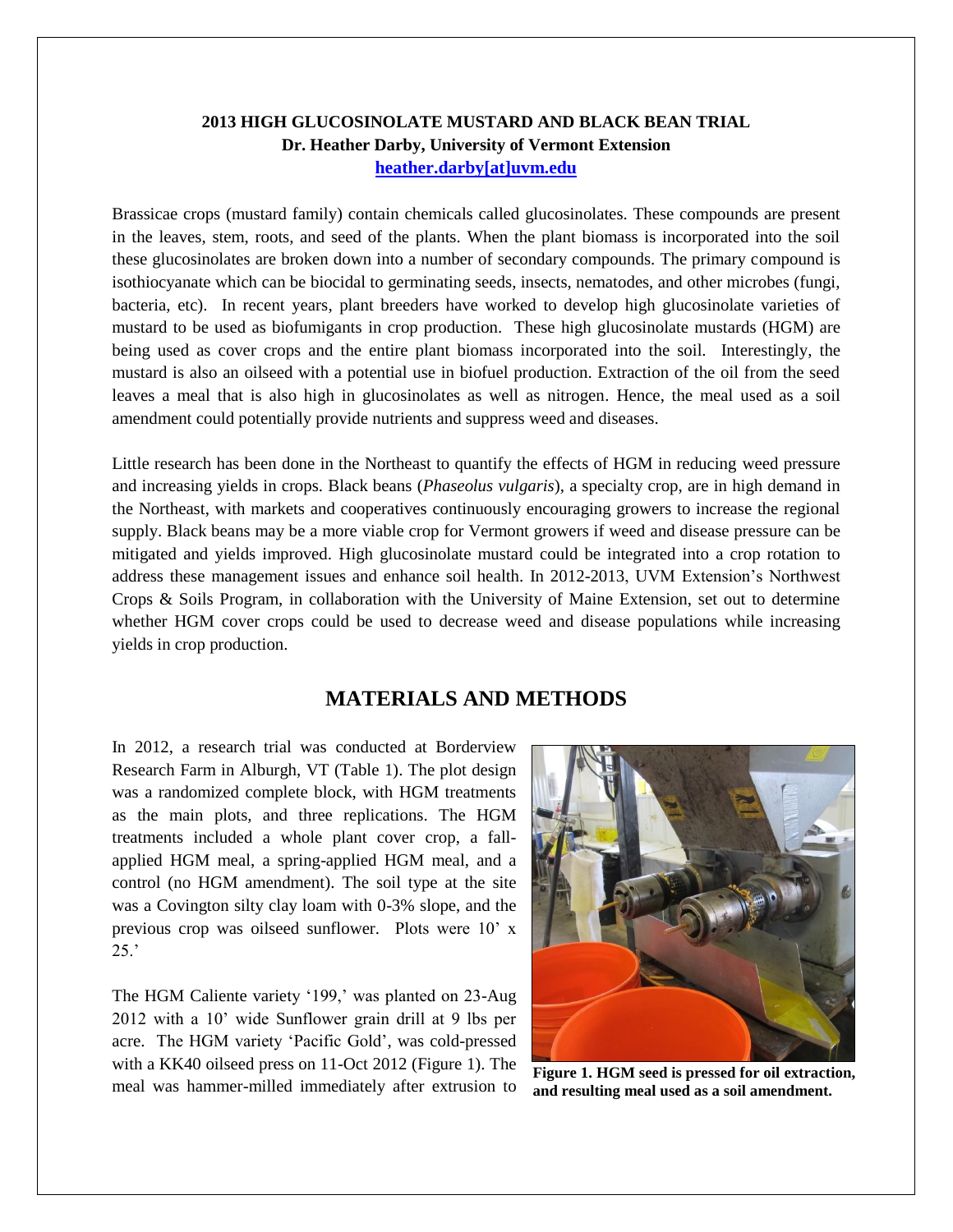**2013 HIGH GLUCOSINOLATE MUSTARD AND BLACK BEAN TRIAL**
**Dr. Heather Darby, University of Vermont Extension**
**heather.darby[at]uvm.edu**

Brassicae crops (mustard family) contain chemicals called glucosinolates. These compounds are present in the leaves, stem, roots, and seed of the plants. When the plant biomass is incorporated into the soil these glucosinolates are broken down into a number of secondary compounds. The primary compound is isothiocyanate which can be biocidal to germinating seeds, insects, nematodes, and other microbes (fungi, bacteria, etc). In recent years, plant breeders have worked to develop high glucosinolate varieties of mustard to be used as biofumigants in crop production. These high glucosinolate mustards (HGM) are being used as cover crops and the entire plant biomass incorporated into the soil. Interestingly, the mustard is also an oilseed with a potential use in biofuel production. Extraction of the oil from the seed leaves a meal that is also high in glucosinolates as well as nitrogen. Hence, the meal used as a soil amendment could potentially provide nutrients and suppress weed and diseases.

Little research has been done in the Northeast to quantify the effects of HGM in reducing weed pressure and increasing yields in crops. Black beans (*Phaseolus vulgaris*), a specialty crop, are in high demand in the Northeast, with markets and cooperatives continuously encouraging growers to increase the regional supply. Black beans may be a more viable crop for Vermont growers if weed and disease pressure can be mitigated and yields improved. High glucosinolate mustard could be integrated into a crop rotation to address these management issues and enhance soil health. In 2012-2013, UVM Extension's Northwest Crops & Soils Program, in collaboration with the University of Maine Extension, set out to determine whether HGM cover crops could be used to decrease weed and disease populations while increasing yields in crop production.

## MATERIALS AND METHODS

In 2012, a research trial was conducted at Borderview Research Farm in Alburgh, VT (Table 1). The plot design was a randomized complete block, with HGM treatments as the main plots, and three replications. The HGM treatments included a whole plant cover crop, a fall-applied HGM meal, a spring-applied HGM meal, and a control (no HGM amendment). The soil type at the site was a Covington silty clay loam with 0-3% slope, and the previous crop was oilseed sunflower. Plots were 10' x 25.'

The HGM Caliente variety '199,' was planted on 23-Aug 2012 with a 10' wide Sunflower grain drill at 9 lbs per acre. The HGM variety 'Pacific Gold', was cold-pressed with a KK40 oilseed press on 11-Oct 2012 (Figure 1). The meal was hammer-milled immediately after extrusion to

**Figure 1. HGM seed is pressed for oil extraction, and resulting meal used as a soil amendment.**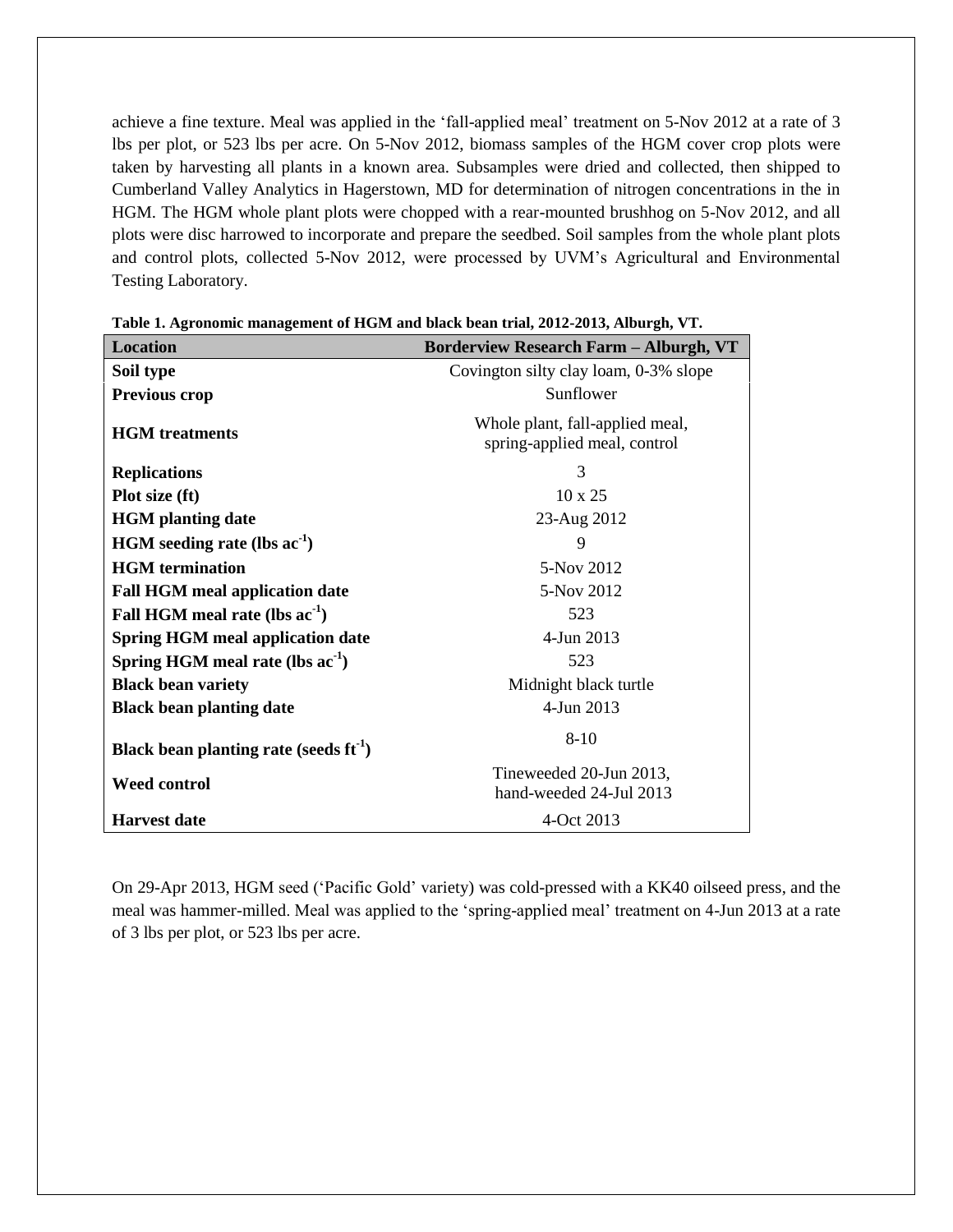achieve a fine texture. Meal was applied in the 'fall-applied meal' treatment on 5-Nov 2012 at a rate of 3 lbs per plot, or 523 lbs per acre. On 5-Nov 2012, biomass samples of the HGM cover crop plots were taken by harvesting all plants in a known area. Subsamples were dried and collected, then shipped to Cumberland Valley Analytics in Hagerstown, MD for determination of nitrogen concentrations in the in HGM. The HGM whole plant plots were chopped with a rear-mounted brushhog on 5-Nov 2012, and all plots were disc harrowed to incorporate and prepare the seedbed. Soil samples from the whole plant plots and control plots, collected 5-Nov 2012, were processed by UVM's Agricultural and Environmental Testing Laboratory.

**Table 1. Agronomic management of HGM and black bean trial, 2012-2013, Alburgh, VT.**

| Location | Borderview Research Farm – Alburgh, VT |
|---|---|
| **Soil type** | Covington silty clay loam, 0-3% slope |
| **Previous crop** | Sunflower |
| **HGM treatments** | Whole plant, fall-applied meal, spring-applied meal, control |
| **Replications** | 3 |
| **Plot size (ft)** | 10 x 25 |
| **HGM planting date** | 23-Aug 2012 |
| **HGM seeding rate (lbs $ac^{-1}$)** | 9 |
| **HGM termination** | 5-Nov 2012 |
| **Fall HGM meal application date** | 5-Nov 2012 |
| **Fall HGM meal rate (lbs $ac^{-1}$)** | 523 |
| **Spring HGM meal application date** | 4-Jun 2013 |
| **Spring HGM meal rate (lbs $ac^{-1}$)** | 523 |
| **Black bean variety** | Midnight black turtle |
| **Black bean planting date** | 4-Jun 2013 |
| **Black bean planting rate (seeds $ft^{-1}$)** | 8-10 |
| **Weed control** | Tineweeded 20-Jun 2013, hand-weeded 24-Jul 2013 |
| **Harvest date** | 4-Oct 2013 |

On 29-Apr 2013, HGM seed ('Pacific Gold' variety) was cold-pressed with a KK40 oilseed press, and the meal was hammer-milled. Meal was applied to the 'spring-applied meal' treatment on 4-Jun 2013 at a rate of 3 lbs per plot, or 523 lbs per acre.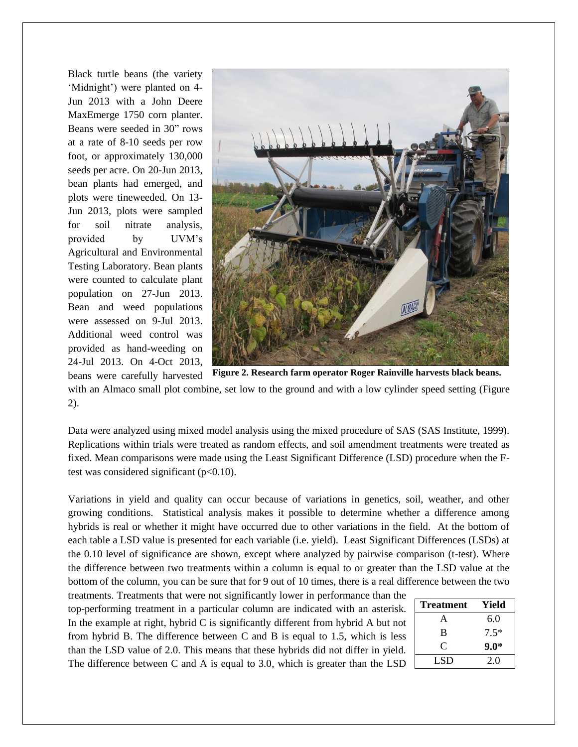Black turtle beans (the variety 'Midnight') were planted on 4-Jun 2013 with a John Deere MaxEmerge 1750 corn planter. Beans were seeded in 30" rows at a rate of 8-10 seeds per row foot, or approximately 130,000 seeds per acre. On 20-Jun 2013, bean plants had emerged, and plots were tineweeded. On 13-Jun 2013, plots were sampled for soil nitrate analysis, provided by UVM's Agricultural and Environmental Testing Laboratory. Bean plants were counted to calculate plant population on 27-Jun 2013. Bean and weed populations were assessed on 9-Jul 2013. Additional weed control was provided as hand-weeding on 24-Jul 2013. On 4-Oct 2013, beans were carefully harvested with an Almaco small plot combine, set low to the ground and with a low cylinder speed setting (Figure 2).

**Figure 2. Research farm operator Roger Rainville harvests black beans.**

Data were analyzed using mixed model analysis using the mixed procedure of SAS (SAS Institute, 1999). Replications within trials were treated as random effects, and soil amendment treatments were treated as fixed. Mean comparisons were made using the Least Significant Difference (LSD) procedure when the F-test was considered significant ($p<0.10$).

Variations in yield and quality can occur because of variations in genetics, soil, weather, and other growing conditions. Statistical analysis makes it possible to determine whether a difference among hybrids is real or whether it might have occurred due to other variations in the field. At the bottom of each table a LSD value is presented for each variable (i.e. yield). Least Significant Differences (LSDs) at the 0.10 level of significance are shown, except where analyzed by pairwise comparison (t-test). Where the difference between two treatments within a column is equal to or greater than the LSD value at the bottom of the column, you can be sure that for 9 out of 10 times, there is a real difference between the two treatments. Treatments that were not significantly lower in performance than the top-performing treatment in a particular column are indicated with an asterisk. In the example at right, hybrid C is significantly different from hybrid A but not from hybrid B. The difference between C and B is equal to 1.5, which is less than the LSD value of 2.0. This means that these hybrids did not differ in yield. The difference between C and A is equal to 3.0, which is greater than the LSD

| Treatment | Yield |
|---|---|
| A | 6.0 |
| B | 7.5* |
| C | **9.0*** |
| LSD | 2.0 |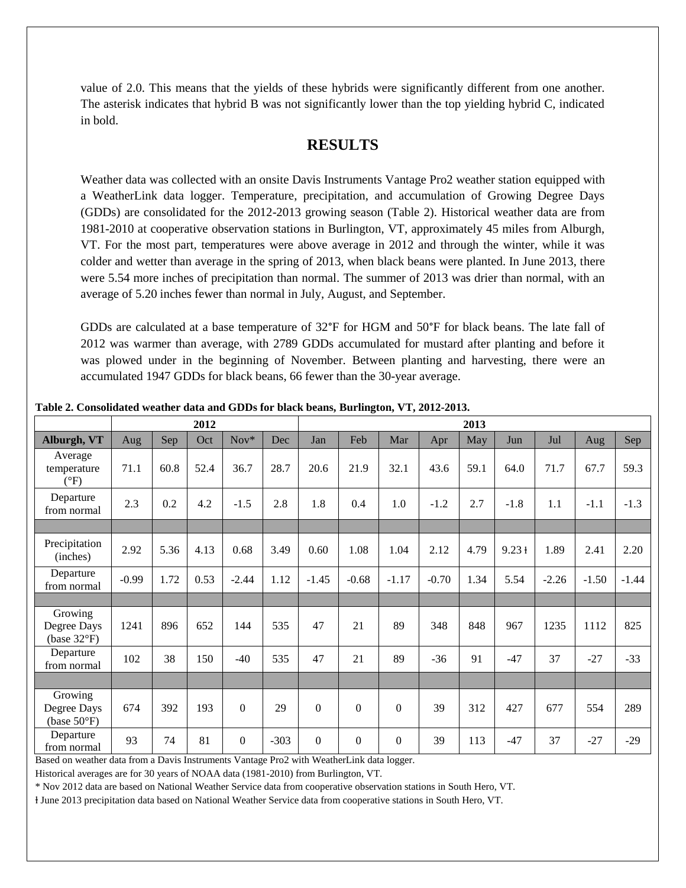value of 2.0. This means that the yields of these hybrids were significantly different from one another. The asterisk indicates that hybrid B was not significantly lower than the top yielding hybrid C, indicated in bold.

## RESULTS

Weather data was collected with an onsite Davis Instruments Vantage Pro2 weather station equipped with a WeatherLink data logger. Temperature, precipitation, and accumulation of Growing Degree Days (GDDs) are consolidated for the 2012-2013 growing season (Table 2). Historical weather data are from 1981-2010 at cooperative observation stations in Burlington, VT, approximately 45 miles from Alburgh, VT. For the most part, temperatures were above average in 2012 and through the winter, while it was colder and wetter than average in the spring of 2013, when black beans were planted. In June 2013, there were 5.54 more inches of precipitation than normal. The summer of 2013 was drier than normal, with an average of 5.20 inches fewer than normal in July, August, and September.

GDDs are calculated at a base temperature of 32°F for HGM and 50°F for black beans. The late fall of 2012 was warmer than average, with 2789 GDDs accumulated for mustard after planting and before it was plowed under in the beginning of November. Between planting and harvesting, there were an accumulated 1947 GDDs for black beans, 66 fewer than the 30-year average.

**Table 2. Consolidated weather data and GDDs for black beans, Burlington, VT, 2012-2013.**

| | 2012 | | | | | 2013 | | | | | | | | |
|---|---|---|---|---|---|---|---|---|---|---|---|---|---|---|
| **Alburgh, VT** | Aug | Sep | Oct | Nov* | Dec | Jan | Feb | Mar | Apr | May | Jun | Jul | Aug | Sep |
| Average temperature (°F) | 71.1 | 60.8 | 52.4 | 36.7 | 28.7 | 20.6 | 21.9 | 32.1 | 43.6 | 59.1 | 64.0 | 71.7 | 67.7 | 59.3 |
| Departure from normal | 2.3 | 0.2 | 4.2 | -1.5 | 2.8 | 1.8 | 0.4 | 1.0 | -1.2 | 2.7 | -1.8 | 1.1 | -1.1 | -1.3 |
| | | | | | | | | | | | | | | |
| Precipitation (inches) | 2.92 | 5.36 | 4.13 | 0.68 | 3.49 | 0.60 | 1.08 | 1.04 | 2.12 | 4.79 | 9.23 ł | 1.89 | 2.41 | 2.20 |
| Departure from normal | -0.99 | 1.72 | 0.53 | -2.44 | 1.12 | -1.45 | -0.68 | -1.17 | -0.70 | 1.34 | 5.54 | -2.26 | -1.50 | -1.44 |
| | | | | | | | | | | | | | | |
| Growing Degree Days (base 32°F) | 1241 | 896 | 652 | 144 | 535 | 47 | 21 | 89 | 348 | 848 | 967 | 1235 | 1112 | 825 |
| Departure from normal | 102 | 38 | 150 | -40 | 535 | 47 | 21 | 89 | -36 | 91 | -47 | 37 | -27 | -33 |
| | | | | | | | | | | | | | | |
| Growing Degree Days (base 50°F) | 674 | 392 | 193 | 0 | 29 | 0 | 0 | 0 | 39 | 312 | 427 | 677 | 554 | 289 |
| Departure from normal | 93 | 74 | 81 | 0 | -303 | 0 | 0 | 0 | 39 | 113 | -47 | 37 | -27 | -29 |

Based on weather data from a Davis Instruments Vantage Pro2 with WeatherLink data logger.

Historical averages are for 30 years of NOAA data (1981-2010) from Burlington, VT.

* Nov 2012 data are based on National Weather Service data from cooperative observation stations in South Hero, VT.

ł June 2013 precipitation data based on National Weather Service data from cooperative stations in South Hero, VT.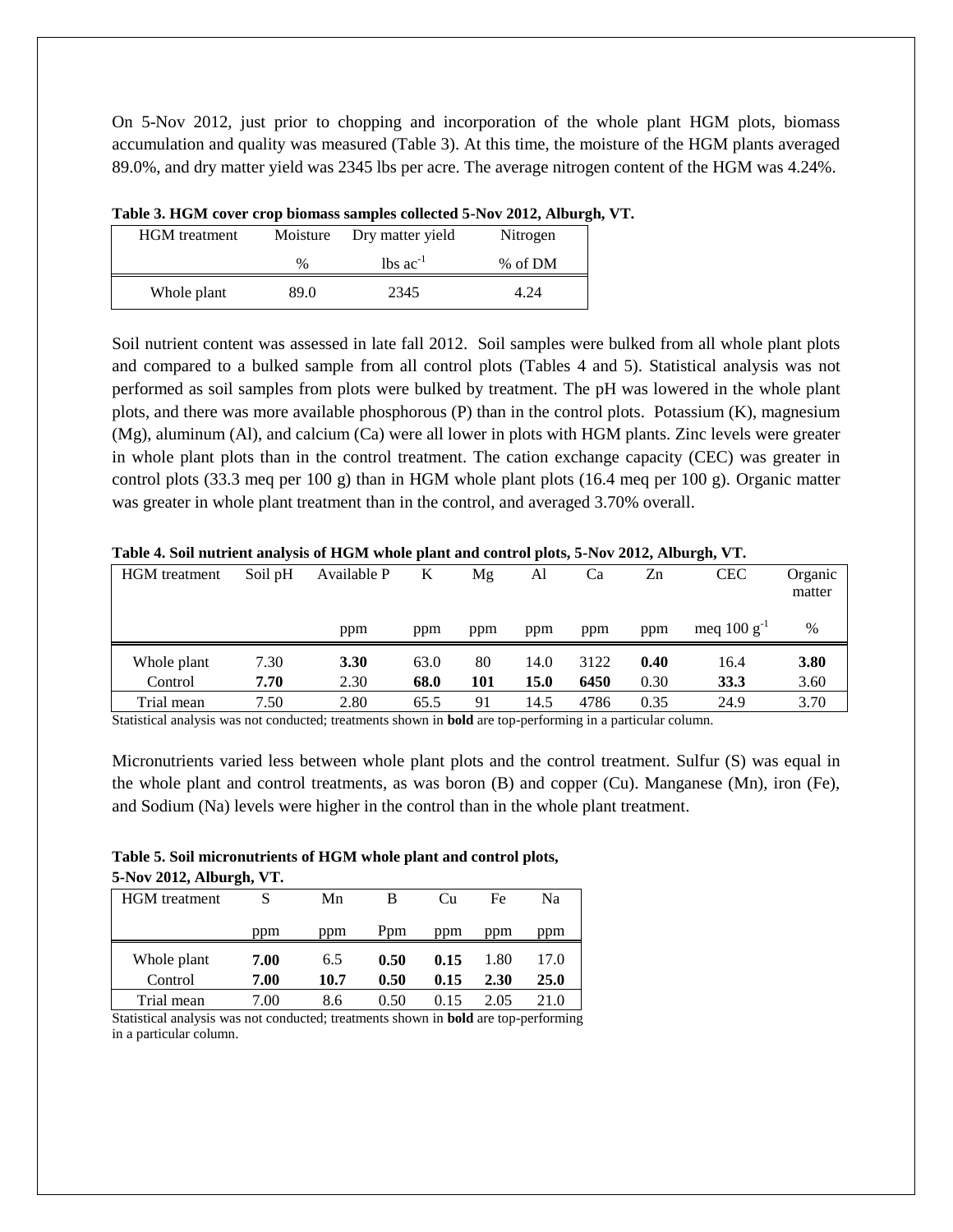On 5-Nov 2012, just prior to chopping and incorporation of the whole plant HGM plots, biomass accumulation and quality was measured (Table 3). At this time, the moisture of the HGM plants averaged 89.0%, and dry matter yield was 2345 lbs per acre. The average nitrogen content of the HGM was 4.24%.

**Table 3. HGM cover crop biomass samples collected 5-Nov 2012, Alburgh, VT.**

| HGM treatment | Moisture | Dry matter yield | Nitrogen |
|---|---|---|---|
| | % | lbs $ac^{-1}$ | % of DM |
| Whole plant | 89.0 | 2345 | 4.24 |

Soil nutrient content was assessed in late fall 2012. Soil samples were bulked from all whole plant plots and compared to a bulked sample from all control plots (Tables 4 and 5). Statistical analysis was not performed as soil samples from plots were bulked by treatment. The pH was lowered in the whole plant plots, and there was more available phosphorous (P) than in the control plots. Potassium (K), magnesium (Mg), aluminum (Al), and calcium (Ca) were all lower in plots with HGM plants. Zinc levels were greater in whole plant plots than in the control treatment. The cation exchange capacity (CEC) was greater in control plots (33.3 meq per 100 g) than in HGM whole plant plots (16.4 meq per 100 g). Organic matter was greater in whole plant treatment than in the control, and averaged 3.70% overall.

**Table 4. Soil nutrient analysis of HGM whole plant and control plots, 5-Nov 2012, Alburgh, VT.**

| HGM treatment | Soil pH | Available P | K | Mg | Al | Ca | Zn | CEC | Organic matter |
|---|---|---|---|---|---|---|---|---|---|
| | | ppm | ppm | ppm | ppm | ppm | ppm | meq 100 $g^{-1}$ | % |
| Whole plant | 7.30 | **3.30** | 63.0 | 80 | 14.0 | 3122 | **0.40** | 16.4 | **3.80** |
| Control | **7.70** | 2.30 | **68.0** | **101** | **15.0** | **6450** | 0.30 | **33.3** | 3.60 |
| Trial mean | 7.50 | 2.80 | 65.5 | 91 | 14.5 | 4786 | 0.35 | 24.9 | 3.70 |

Statistical analysis was not conducted; treatments shown in **bold** are top-performing in a particular column.

Micronutrients varied less between whole plant plots and the control treatment. Sulfur (S) was equal in the whole plant and control treatments, as was boron (B) and copper (Cu). Manganese (Mn), iron (Fe), and Sodium (Na) levels were higher in the control than in the whole plant treatment.

**Table 5. Soil micronutrients of HGM whole plant and control plots, 5-Nov 2012, Alburgh, VT.**

| HGM treatment | S | Mn | B | Cu | Fe | Na |
|---|---|---|---|---|---|---|
| | ppm | ppm | Ppm | ppm | ppm | ppm |
| Whole plant | **7.00** | 6.5 | **0.50** | **0.15** | 1.80 | 17.0 |
| Control | **7.00** | **10.7** | **0.50** | **0.15** | **2.30** | **25.0** |
| Trial mean | 7.00 | 8.6 | 0.50 | 0.15 | 2.05 | 21.0 |

Statistical analysis was not conducted; treatments shown in **bold** are top-performing in a particular column.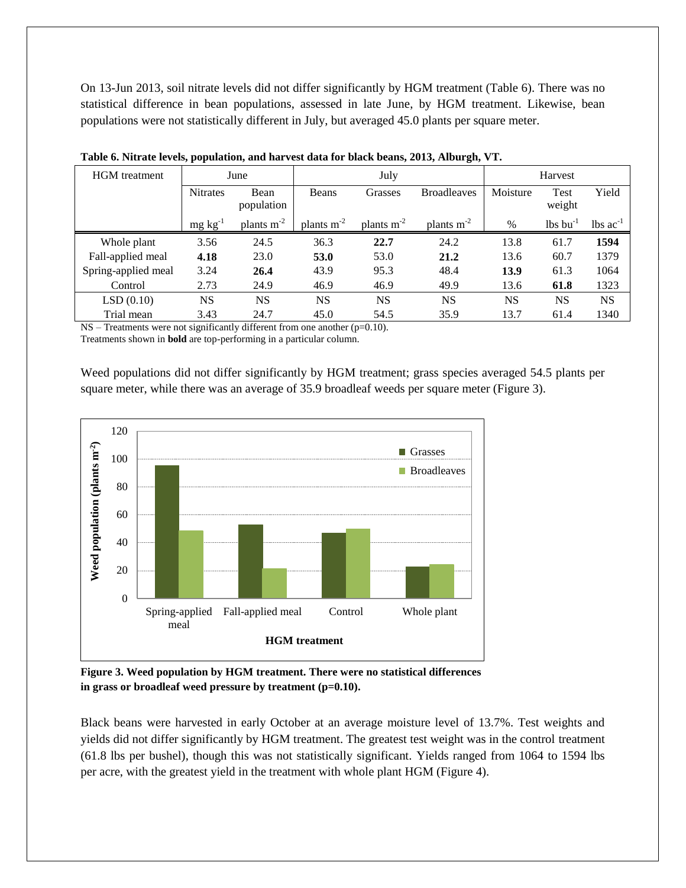On 13-Jun 2013, soil nitrate levels did not differ significantly by HGM treatment (Table 6). There was no statistical difference in bean populations, assessed in late June, by HGM treatment. Likewise, bean populations were not statistically different in July, but averaged 45.0 plants per square meter.

**Table 6. Nitrate levels, population, and harvest data for black beans, 2013, Alburgh, VT.**

| HGM treatment | June | | July | | | Harvest | | |
|---|---|---|---|---|---|---|---|---|
| | Nitrates | Bean population | Beans | Grasses | Broadleaves | Moisture | Test weight | Yield |
| | mg $kg^{-1}$ | plants $m^{-2}$ | plants $m^{-2}$ | plants $m^{-2}$ | plants $m^{-2}$ | % | lbs $bu^{-1}$ | lbs $ac^{-1}$ |
| Whole plant | 3.56 | 24.5 | 36.3 | **22.7** | 24.2 | 13.8 | 61.7 | **1594** |
| Fall-applied meal | **4.18** | 23.0 | **53.0** | 53.0 | **21.2** | 13.6 | 60.7 | 1379 |
| Spring-applied meal | 3.24 | **26.4** | 43.9 | 95.3 | 48.4 | **13.9** | 61.3 | 1064 |
| Control | 2.73 | 24.9 | 46.9 | 46.9 | 49.9 | 13.6 | **61.8** | 1323 |
| LSD (0.10) | NS | NS | NS | NS | NS | NS | NS | NS |
| Trial mean | 3.43 | 24.7 | 45.0 | 54.5 | 35.9 | 13.7 | 61.4 | 1340 |

NS – Treatments were not significantly different from one another (p=0.10).
Treatments shown in **bold** are top-performing in a particular column.

Weed populations did not differ significantly by HGM treatment; grass species averaged 54.5 plants per square meter, while there was an average of 35.9 broadleaf weeds per square meter (Figure 3).

**Figure 3. Weed population by HGM treatment. There were no statistical differences in grass or broadleaf weed pressure by treatment (p=0.10).**

Black beans were harvested in early October at an average moisture level of 13.7%. Test weights and yields did not differ significantly by HGM treatment. The greatest test weight was in the control treatment (61.8 lbs per bushel), though this was not statistically significant. Yields ranged from 1064 to 1594 lbs per acre, with the greatest yield in the treatment with whole plant HGM (Figure 4).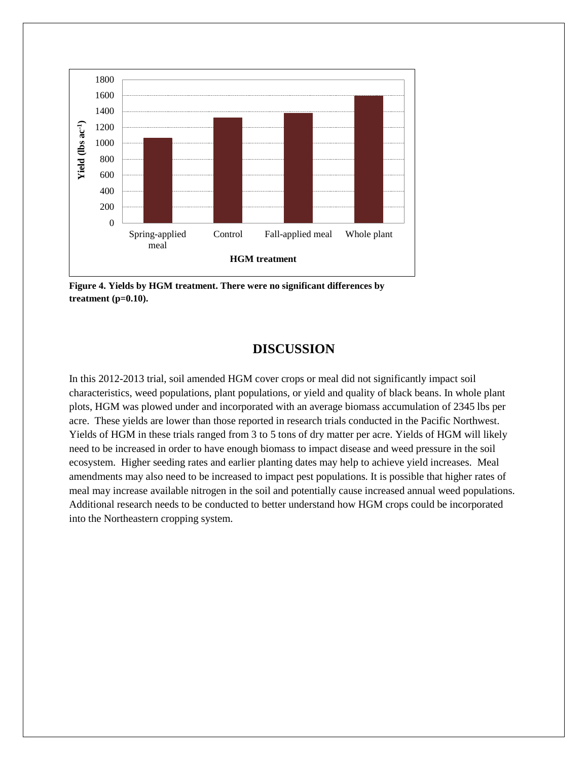Figure 4. Yields by HGM treatment. There were no significant differences by treatment (p=0.10).

## DISCUSSION

In this 2012-2013 trial, soil amended HGM cover crops or meal did not significantly impact soil characteristics, weed populations, plant populations, or yield and quality of black beans. In whole plant plots, HGM was plowed under and incorporated with an average biomass accumulation of 2345 lbs per acre. These yields are lower than those reported in research trials conducted in the Pacific Northwest. Yields of HGM in these trials ranged from 3 to 5 tons of dry matter per acre. Yields of HGM will likely need to be increased in order to have enough biomass to impact disease and weed pressure in the soil ecosystem. Higher seeding rates and earlier planting dates may help to achieve yield increases. Meal amendments may also need to be increased to impact pest populations. It is possible that higher rates of meal may increase available nitrogen in the soil and potentially cause increased annual weed populations. Additional research needs to be conducted to better understand how HGM crops could be incorporated into the Northeastern cropping system.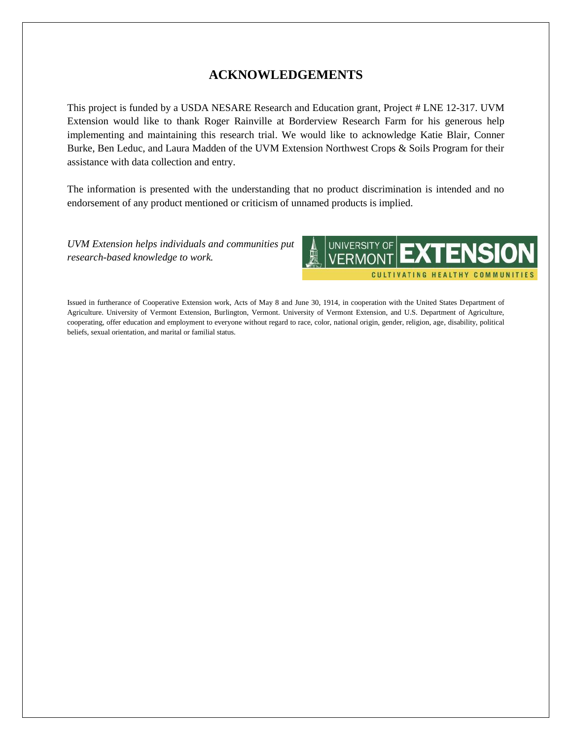## ACKNOWLEDGEMENTS

This project is funded by a USDA NESARE Research and Education grant, Project # LNE 12-317. UVM Extension would like to thank Roger Rainville at Borderview Research Farm for his generous help implementing and maintaining this research trial. We would like to acknowledge Katie Blair, Conner Burke, Ben Leduc, and Laura Madden of the UVM Extension Northwest Crops & Soils Program for their assistance with data collection and entry.

The information is presented with the understanding that no product discrimination is intended and no endorsement of any product mentioned or criticism of unnamed products is implied.

*UVM Extension helps individuals and communities put research-based knowledge to work.*

UNIVERSITY OF VERMONT EXTENSION
CULTIVATING HEALTHY COMMUNITIES

Issued in furtherance of Cooperative Extension work, Acts of May 8 and June 30, 1914, in cooperation with the United States Department of Agriculture. University of Vermont Extension, Burlington, Vermont. University of Vermont Extension, and U.S. Department of Agriculture, cooperating, offer education and employment to everyone without regard to race, color, national origin, gender, religion, age, disability, political beliefs, sexual orientation, and marital or familial status.